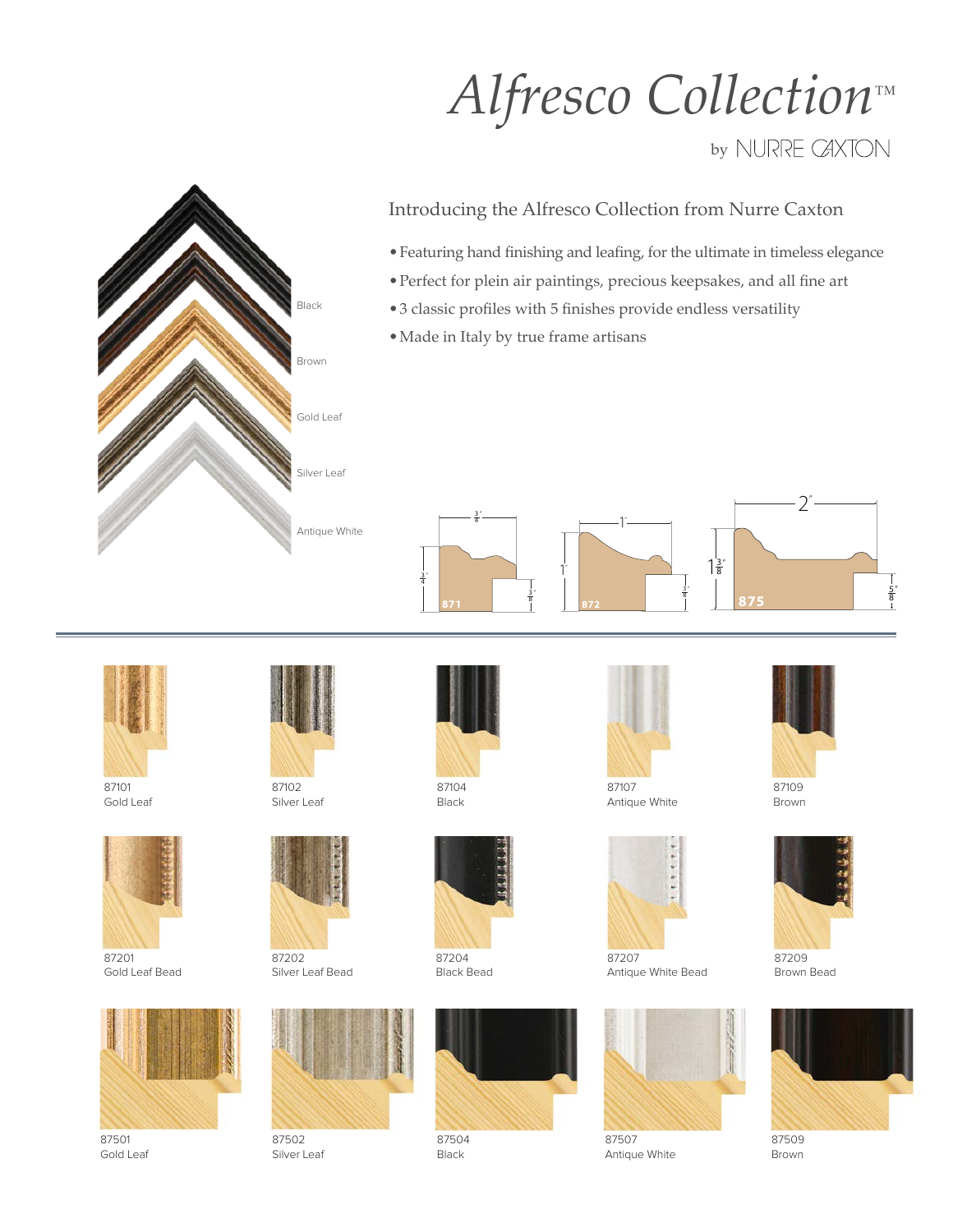# Alfresco Collection™

by NURRE CAXTON

Black

Brown

Gold Leaf

Silver Leaf

Antique White

## Introducing the Alfresco Collection from Nurre Caxton

- Featuring hand finishing and leafing, for the ultimate in timeless elegance
- Perfect for plein air paintings, precious keepsakes, and all fine art
- 3 classic profiles with 5 finishes provide endless versatility
- Made in Italy by true frame artisans

871: $\frac{3}{4}$" wide, $\frac{3}{4}$" high, $\frac{3}{8}$" rabbet

872: 1" wide, 1" high, $\frac{3}{8}$" rabbet

875: 2" wide, $1\frac{3}{8}$" high, $\frac{5}{8}$" rabbet

87101
Gold Leaf

87102
Silver Leaf

87104
Black

87107
Antique White

87109
Brown

87201
Gold Leaf Bead

87202
Silver Leaf Bead

87204
Black Bead

87207
Antique White Bead

87209
Brown Bead

87501
Gold Leaf

87502
Silver Leaf

87504
Black

87507
Antique White

87509
Brown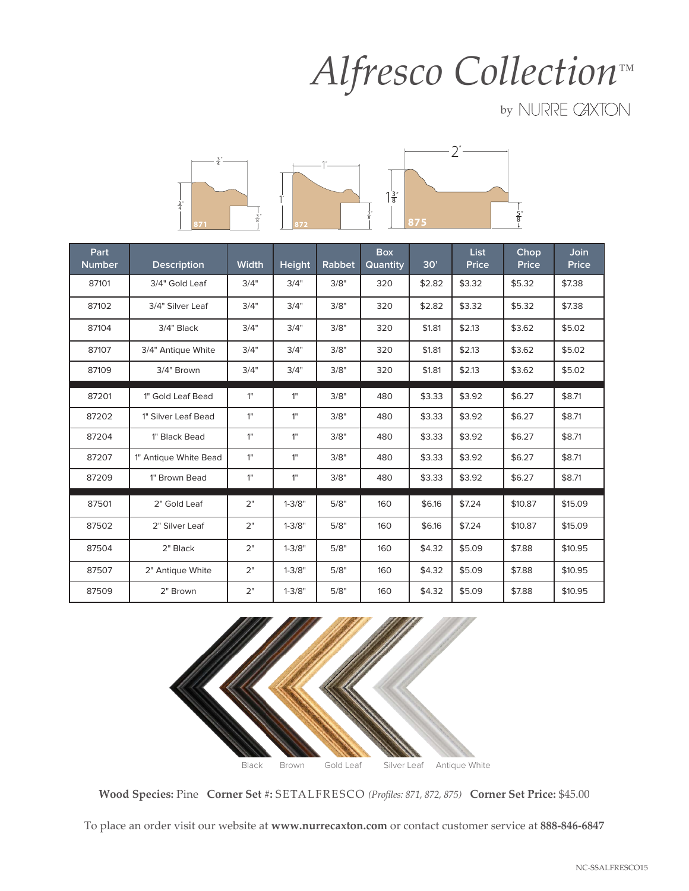# *Alfresco Collection*™

by NURRE CAXTON

| Part Number | Description | Width | Height | Rabbet | Box Quantity | 30' | List Price | Chop Price | Join Price |
|---|---|---|---|---|---|---|---|---|---|
| 87101 | 3/4" Gold Leaf | 3/4" | 3/4" | 3/8" | 320 | $2.82 | $3.32 | $5.32 | $7.38 |
| 87102 | 3/4" Silver Leaf | 3/4" | 3/4" | 3/8" | 320 | $2.82 | $3.32 | $5.32 | $7.38 |
| 87104 | 3/4" Black | 3/4" | 3/4" | 3/8" | 320 | $1.81 | $2.13 | $3.62 | $5.02 |
| 87107 | 3/4" Antique White | 3/4" | 3/4" | 3/8" | 320 | $1.81 | $2.13 | $3.62 | $5.02 |
| 87109 | 3/4" Brown | 3/4" | 3/4" | 3/8" | 320 | $1.81 | $2.13 | $3.62 | $5.02 |
| 87201 | 1" Gold Leaf Bead | 1" | 1" | 3/8" | 480 | $3.33 | $3.92 | $6.27 | $8.71 |
| 87202 | 1" Silver Leaf Bead | 1" | 1" | 3/8" | 480 | $3.33 | $3.92 | $6.27 | $8.71 |
| 87204 | 1" Black Bead | 1" | 1" | 3/8" | 480 | $3.33 | $3.92 | $6.27 | $8.71 |
| 87207 | 1" Antique White Bead | 1" | 1" | 3/8" | 480 | $3.33 | $3.92 | $6.27 | $8.71 |
| 87209 | 1" Brown Bead | 1" | 1" | 3/8" | 480 | $3.33 | $3.92 | $6.27 | $8.71 |
| 87501 | 2" Gold Leaf | 2" | 1-3/8" | 5/8" | 160 | $6.16 | $7.24 | $10.87 | $15.09 |
| 87502 | 2" Silver Leaf | 2" | 1-3/8" | 5/8" | 160 | $6.16 | $7.24 | $10.87 | $15.09 |
| 87504 | 2" Black | 2" | 1-3/8" | 5/8" | 160 | $4.32 | $5.09 | $7.88 | $10.95 |
| 87507 | 2" Antique White | 2" | 1-3/8" | 5/8" | 160 | $4.32 | $5.09 | $7.88 | $10.95 |
| 87509 | 2" Brown | 2" | 1-3/8" | 5/8" | 160 | $4.32 | $5.09 | $7.88 | $10.95 |

Black Brown Gold Leaf Silver Leaf Antique White

**Wood Species:** Pine **Corner Set #:** SETALFRESCO *(Profiles: 871, 872, 875)* **Corner Set Price:** $45.00

To place an order visit our website at **www.nurrecaxton.com** or contact customer service at **888-846-6847**

NC-SSALFRESCO15